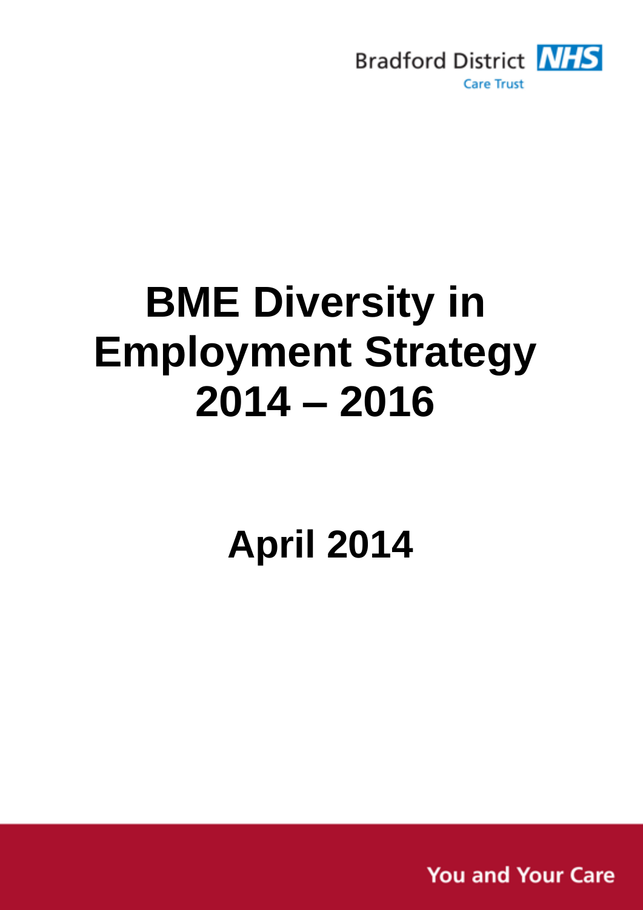Bradford District NHS Care Trust

# BME Diversity in Employment Strategy 2014 – 2016

## April 2014

You and Your Care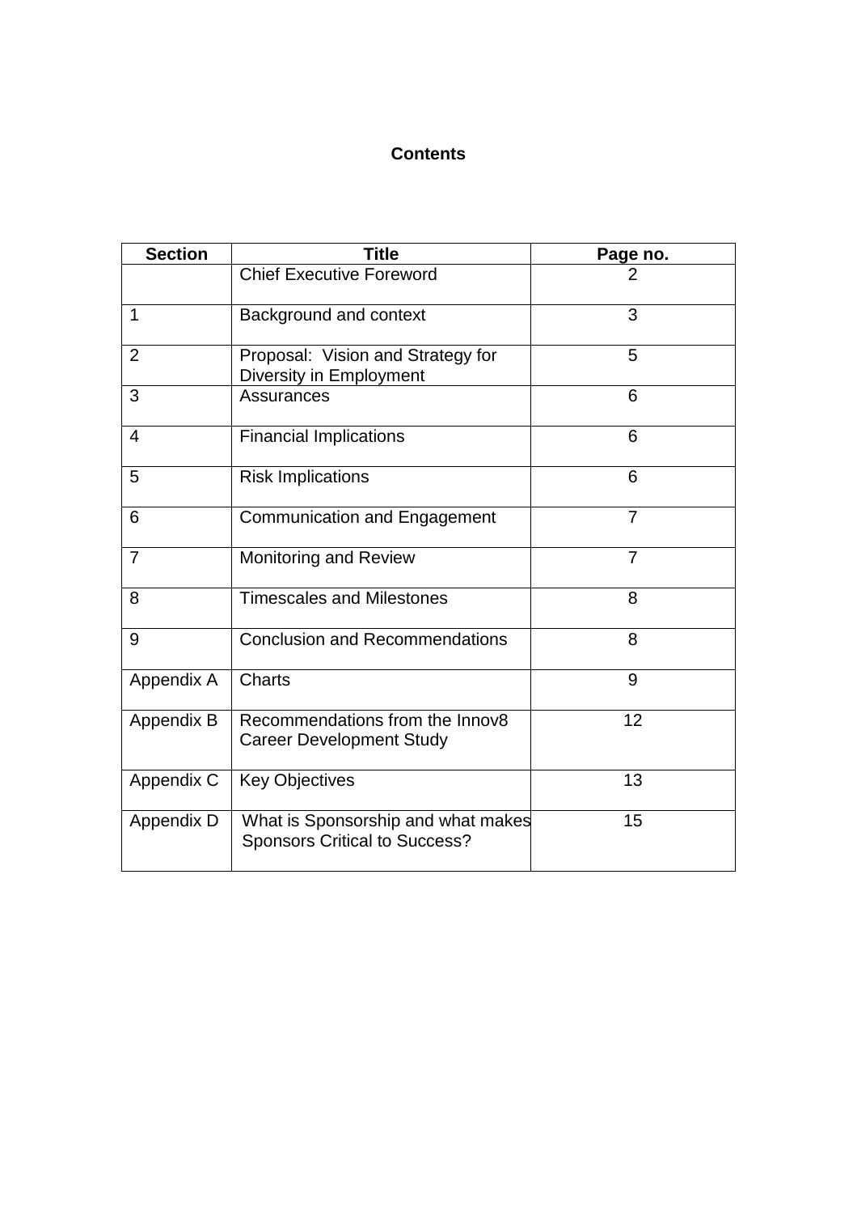# Contents

| Section | Title | Page no. |
| --- | --- | --- |
| | Chief Executive Foreword | 2 |
| 1 | Background and context | 3 |
| 2 | Proposal: Vision and Strategy for Diversity in Employment | 5 |
| 3 | Assurances | 6 |
| 4 | Financial Implications | 6 |
| 5 | Risk Implications | 6 |
| 6 | Communication and Engagement | 7 |
| 7 | Monitoring and Review | 7 |
| 8 | Timescales and Milestones | 8 |
| 9 | Conclusion and Recommendations | 8 |
| Appendix A | Charts | 9 |
| Appendix B | Recommendations from the Innov8 Career Development Study | 12 |
| Appendix C | Key Objectives | 13 |
| Appendix D | What is Sponsorship and what makes Sponsors Critical to Success? | 15 |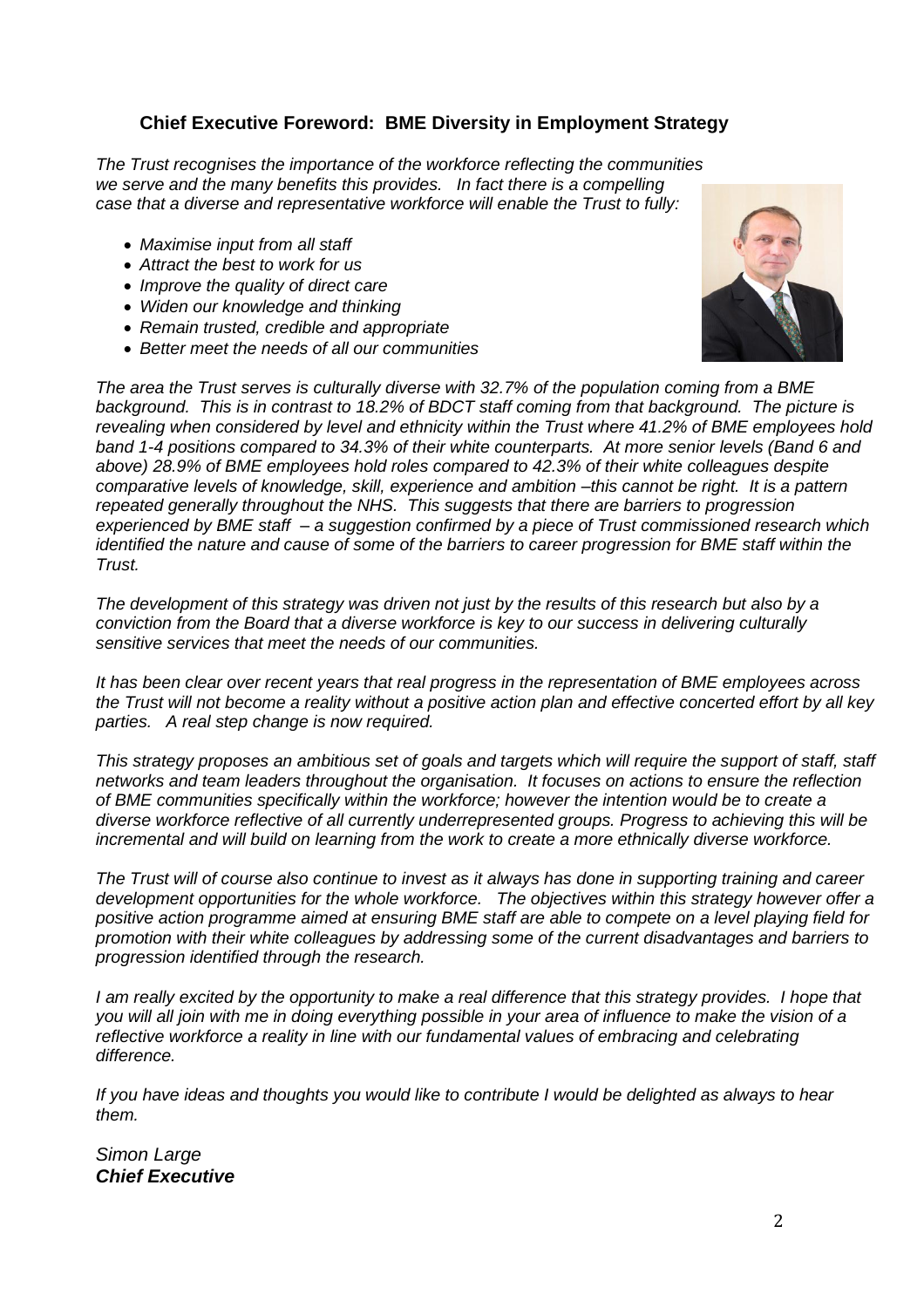## Chief Executive Foreword: BME Diversity in Employment Strategy

*The Trust recognises the importance of the workforce reflecting the communities we serve and the many benefits this provides. In fact there is a compelling case that a diverse and representative workforce will enable the Trust to fully:*

- *Maximise input from all staff*
- *Attract the best to work for us*
- *Improve the quality of direct care*
- *Widen our knowledge and thinking*
- *Remain trusted, credible and appropriate*
- *Better meet the needs of all our communities*

*The area the Trust serves is culturally diverse with 32.7% of the population coming from a BME background. This is in contrast to 18.2% of BDCT staff coming from that background. The picture is revealing when considered by level and ethnicity within the Trust where 41.2% of BME employees hold band 1-4 positions compared to 34.3% of their white counterparts. At more senior levels (Band 6 and above) 28.9% of BME employees hold roles compared to 42.3% of their white colleagues despite comparative levels of knowledge, skill, experience and ambition –this cannot be right. It is a pattern repeated generally throughout the NHS. This suggests that there are barriers to progression experienced by BME staff – a suggestion confirmed by a piece of Trust commissioned research which identified the nature and cause of some of the barriers to career progression for BME staff within the Trust.*

*The development of this strategy was driven not just by the results of this research but also by a conviction from the Board that a diverse workforce is key to our success in delivering culturally sensitive services that meet the needs of our communities.*

*It has been clear over recent years that real progress in the representation of BME employees across the Trust will not become a reality without a positive action plan and effective concerted effort by all key parties. A real step change is now required.*

*This strategy proposes an ambitious set of goals and targets which will require the support of staff, staff networks and team leaders throughout the organisation. It focuses on actions to ensure the reflection of BME communities specifically within the workforce; however the intention would be to create a diverse workforce reflective of all currently underrepresented groups. Progress to achieving this will be incremental and will build on learning from the work to create a more ethnically diverse workforce.*

*The Trust will of course also continue to invest as it always has done in supporting training and career development opportunities for the whole workforce. The objectives within this strategy however offer a positive action programme aimed at ensuring BME staff are able to compete on a level playing field for promotion with their white colleagues by addressing some of the current disadvantages and barriers to progression identified through the research.*

*I am really excited by the opportunity to make a real difference that this strategy provides. I hope that you will all join with me in doing everything possible in your area of influence to make the vision of a reflective workforce a reality in line with our fundamental values of embracing and celebrating difference.*

*If you have ideas and thoughts you would like to contribute I would be delighted as always to hear them.*

*Simon Large*
***Chief Executive***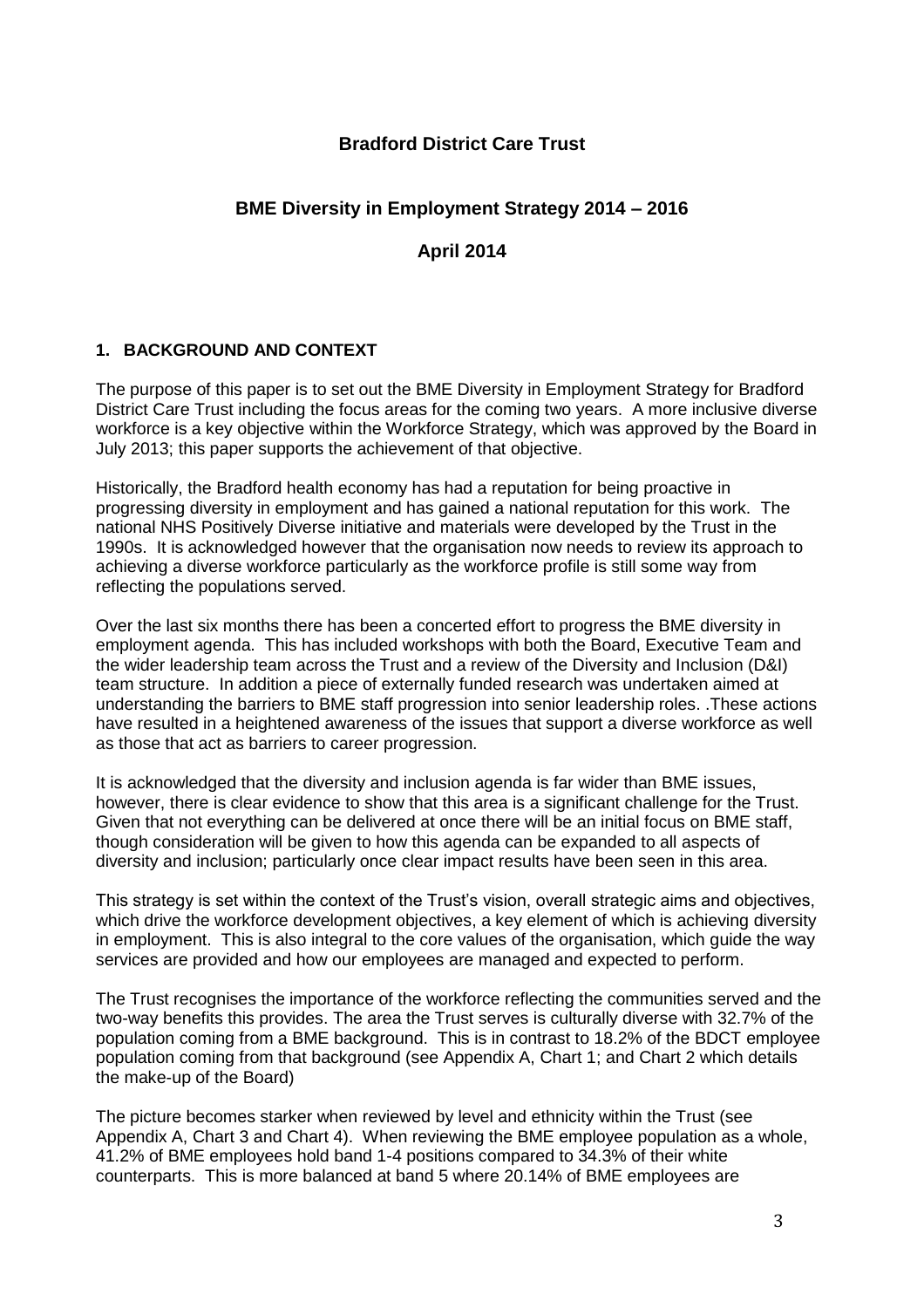**Bradford District Care Trust**

**BME Diversity in Employment Strategy 2014 – 2016**

**April 2014**

## 1. BACKGROUND AND CONTEXT

The purpose of this paper is to set out the BME Diversity in Employment Strategy for Bradford District Care Trust including the focus areas for the coming two years. A more inclusive diverse workforce is a key objective within the Workforce Strategy, which was approved by the Board in July 2013; this paper supports the achievement of that objective.

Historically, the Bradford health economy has had a reputation for being proactive in progressing diversity in employment and has gained a national reputation for this work. The national NHS Positively Diverse initiative and materials were developed by the Trust in the 1990s. It is acknowledged however that the organisation now needs to review its approach to achieving a diverse workforce particularly as the workforce profile is still some way from reflecting the populations served.

Over the last six months there has been a concerted effort to progress the BME diversity in employment agenda. This has included workshops with both the Board, Executive Team and the wider leadership team across the Trust and a review of the Diversity and Inclusion (D&I) team structure. In addition a piece of externally funded research was undertaken aimed at understanding the barriers to BME staff progression into senior leadership roles. .These actions have resulted in a heightened awareness of the issues that support a diverse workforce as well as those that act as barriers to career progression.

It is acknowledged that the diversity and inclusion agenda is far wider than BME issues, however, there is clear evidence to show that this area is a significant challenge for the Trust. Given that not everything can be delivered at once there will be an initial focus on BME staff, though consideration will be given to how this agenda can be expanded to all aspects of diversity and inclusion; particularly once clear impact results have been seen in this area.

This strategy is set within the context of the Trust's vision, overall strategic aims and objectives, which drive the workforce development objectives, a key element of which is achieving diversity in employment. This is also integral to the core values of the organisation, which guide the way services are provided and how our employees are managed and expected to perform.

The Trust recognises the importance of the workforce reflecting the communities served and the two-way benefits this provides. The area the Trust serves is culturally diverse with 32.7% of the population coming from a BME background. This is in contrast to 18.2% of the BDCT employee population coming from that background (see Appendix A, Chart 1; and Chart 2 which details the make-up of the Board)

The picture becomes starker when reviewed by level and ethnicity within the Trust (see Appendix A, Chart 3 and Chart 4). When reviewing the BME employee population as a whole, 41.2% of BME employees hold band 1-4 positions compared to 34.3% of their white counterparts. This is more balanced at band 5 where 20.14% of BME employees are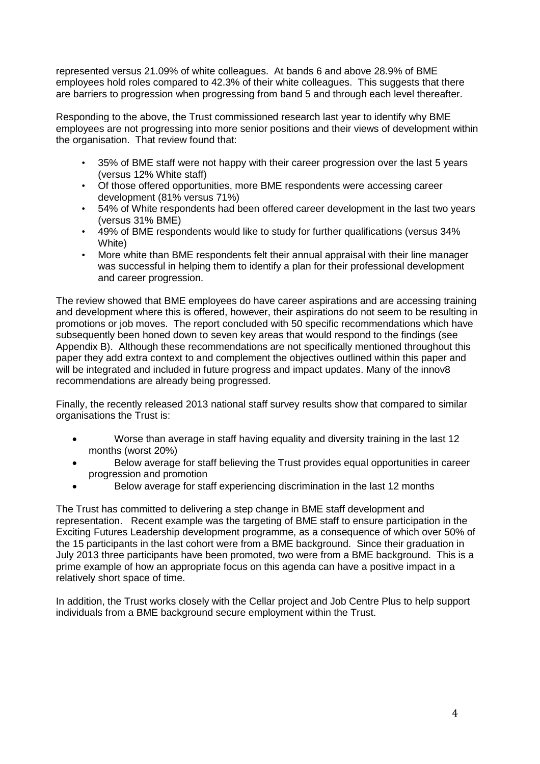represented versus 21.09% of white colleagues. At bands 6 and above 28.9% of BME employees hold roles compared to 42.3% of their white colleagues. This suggests that there are barriers to progression when progressing from band 5 and through each level thereafter.

Responding to the above, the Trust commissioned research last year to identify why BME employees are not progressing into more senior positions and their views of development within the organisation. That review found that:

- 35% of BME staff were not happy with their career progression over the last 5 years (versus 12% White staff)
- Of those offered opportunities, more BME respondents were accessing career development (81% versus 71%)
- 54% of White respondents had been offered career development in the last two years (versus 31% BME)
- 49% of BME respondents would like to study for further qualifications (versus 34% White)
- More white than BME respondents felt their annual appraisal with their line manager was successful in helping them to identify a plan for their professional development and career progression.

The review showed that BME employees do have career aspirations and are accessing training and development where this is offered, however, their aspirations do not seem to be resulting in promotions or job moves. The report concluded with 50 specific recommendations which have subsequently been honed down to seven key areas that would respond to the findings (see Appendix B). Although these recommendations are not specifically mentioned throughout this paper they add extra context to and complement the objectives outlined within this paper and will be integrated and included in future progress and impact updates. Many of the innov8 recommendations are already being progressed.

Finally, the recently released 2013 national staff survey results show that compared to similar organisations the Trust is:

- Worse than average in staff having equality and diversity training in the last 12 months (worst 20%)
- Below average for staff believing the Trust provides equal opportunities in career progression and promotion
- Below average for staff experiencing discrimination in the last 12 months

The Trust has committed to delivering a step change in BME staff development and representation. Recent example was the targeting of BME staff to ensure participation in the Exciting Futures Leadership development programme, as a consequence of which over 50% of the 15 participants in the last cohort were from a BME background. Since their graduation in July 2013 three participants have been promoted, two were from a BME background. This is a prime example of how an appropriate focus on this agenda can have a positive impact in a relatively short space of time.

In addition, the Trust works closely with the Cellar project and Job Centre Plus to help support individuals from a BME background secure employment within the Trust.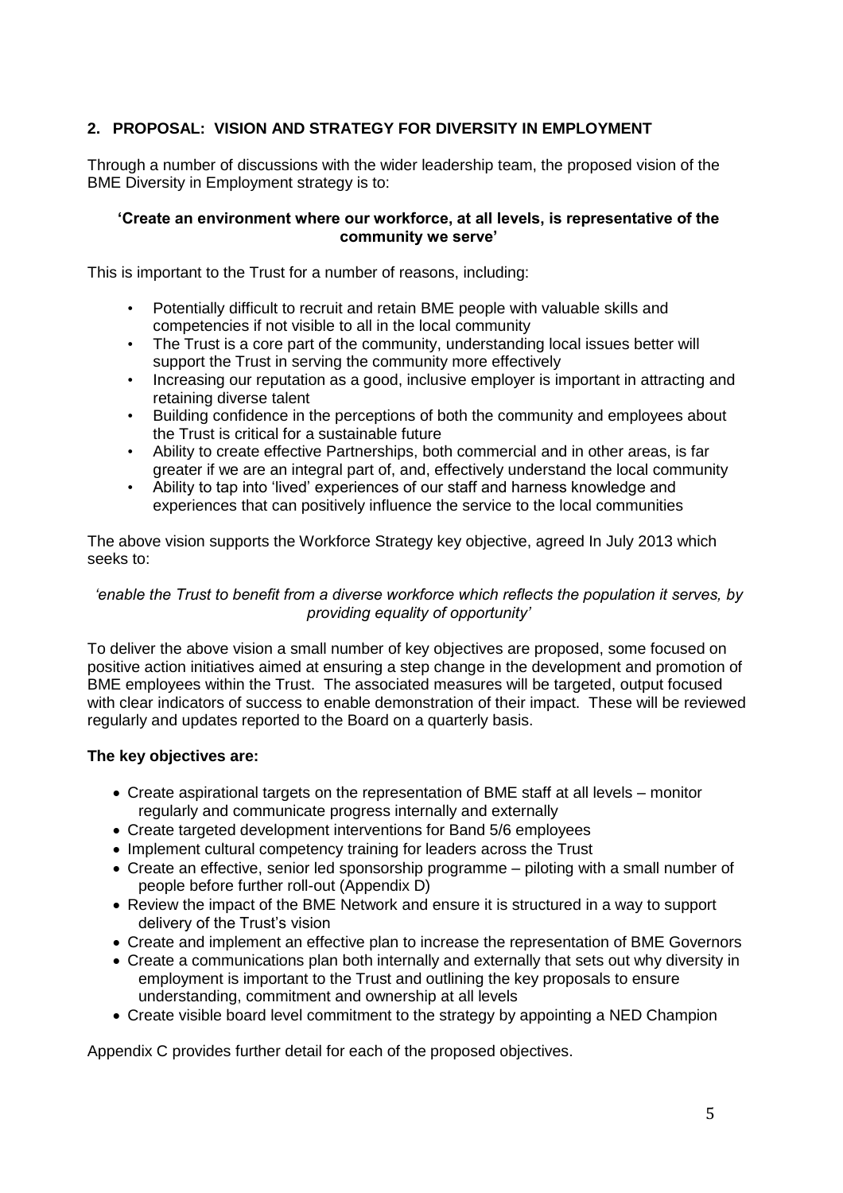## 2. PROPOSAL: VISION AND STRATEGY FOR DIVERSITY IN EMPLOYMENT

Through a number of discussions with the wider leadership team, the proposed vision of the BME Diversity in Employment strategy is to:

**'Create an environment where our workforce, at all levels, is representative of the community we serve'**

This is important to the Trust for a number of reasons, including:

- Potentially difficult to recruit and retain BME people with valuable skills and competencies if not visible to all in the local community
- The Trust is a core part of the community, understanding local issues better will support the Trust in serving the community more effectively
- Increasing our reputation as a good, inclusive employer is important in attracting and retaining diverse talent
- Building confidence in the perceptions of both the community and employees about the Trust is critical for a sustainable future
- Ability to create effective Partnerships, both commercial and in other areas, is far greater if we are an integral part of, and, effectively understand the local community
- Ability to tap into 'lived' experiences of our staff and harness knowledge and experiences that can positively influence the service to the local communities

The above vision supports the Workforce Strategy key objective, agreed In July 2013 which seeks to:

*'enable the Trust to benefit from a diverse workforce which reflects the population it serves, by providing equality of opportunity'*

To deliver the above vision a small number of key objectives are proposed, some focused on positive action initiatives aimed at ensuring a step change in the development and promotion of BME employees within the Trust. The associated measures will be targeted, output focused with clear indicators of success to enable demonstration of their impact. These will be reviewed regularly and updates reported to the Board on a quarterly basis.

**The key objectives are:**

- Create aspirational targets on the representation of BME staff at all levels – monitor regularly and communicate progress internally and externally
- Create targeted development interventions for Band 5/6 employees
- Implement cultural competency training for leaders across the Trust
- Create an effective, senior led sponsorship programme – piloting with a small number of people before further roll-out (Appendix D)
- Review the impact of the BME Network and ensure it is structured in a way to support delivery of the Trust's vision
- Create and implement an effective plan to increase the representation of BME Governors
- Create a communications plan both internally and externally that sets out why diversity in employment is important to the Trust and outlining the key proposals to ensure understanding, commitment and ownership at all levels
- Create visible board level commitment to the strategy by appointing a NED Champion

Appendix C provides further detail for each of the proposed objectives.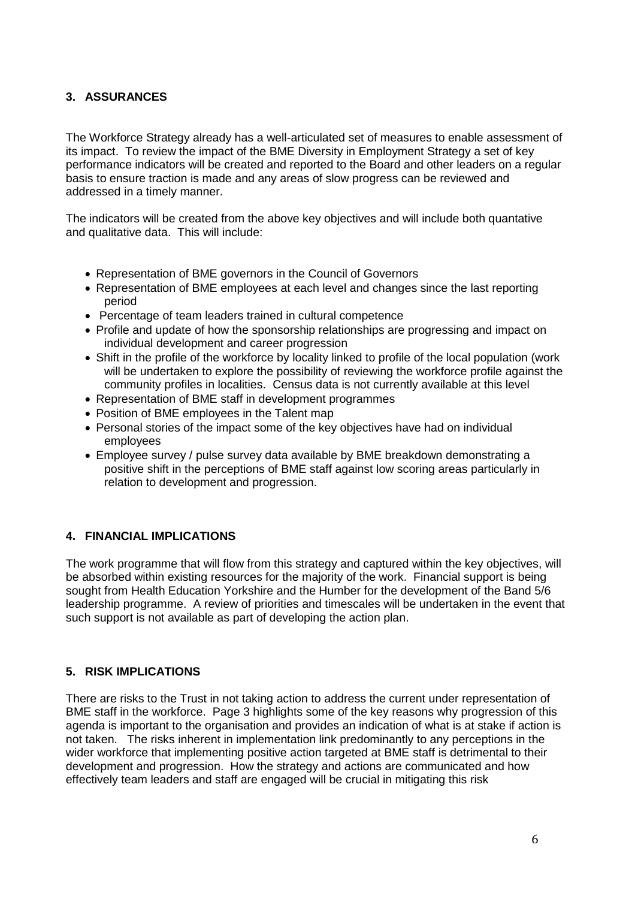## 3. ASSURANCES

The Workforce Strategy already has a well-articulated set of measures to enable assessment of its impact. To review the impact of the BME Diversity in Employment Strategy a set of key performance indicators will be created and reported to the Board and other leaders on a regular basis to ensure traction is made and any areas of slow progress can be reviewed and addressed in a timely manner.

The indicators will be created from the above key objectives and will include both quantative and qualitative data. This will include:

- Representation of BME governors in the Council of Governors
- Representation of BME employees at each level and changes since the last reporting period
- Percentage of team leaders trained in cultural competence
- Profile and update of how the sponsorship relationships are progressing and impact on individual development and career progression
- Shift in the profile of the workforce by locality linked to profile of the local population (work will be undertaken to explore the possibility of reviewing the workforce profile against the community profiles in localities. Census data is not currently available at this level
- Representation of BME staff in development programmes
- Position of BME employees in the Talent map
- Personal stories of the impact some of the key objectives have had on individual employees
- Employee survey / pulse survey data available by BME breakdown demonstrating a positive shift in the perceptions of BME staff against low scoring areas particularly in relation to development and progression.

## 4. FINANCIAL IMPLICATIONS

The work programme that will flow from this strategy and captured within the key objectives, will be absorbed within existing resources for the majority of the work. Financial support is being sought from Health Education Yorkshire and the Humber for the development of the Band 5/6 leadership programme. A review of priorities and timescales will be undertaken in the event that such support is not available as part of developing the action plan.

## 5. RISK IMPLICATIONS

There are risks to the Trust in not taking action to address the current under representation of BME staff in the workforce. Page 3 highlights some of the key reasons why progression of this agenda is important to the organisation and provides an indication of what is at stake if action is not taken. The risks inherent in implementation link predominantly to any perceptions in the wider workforce that implementing positive action targeted at BME staff is detrimental to their development and progression. How the strategy and actions are communicated and how effectively team leaders and staff are engaged will be crucial in mitigating this risk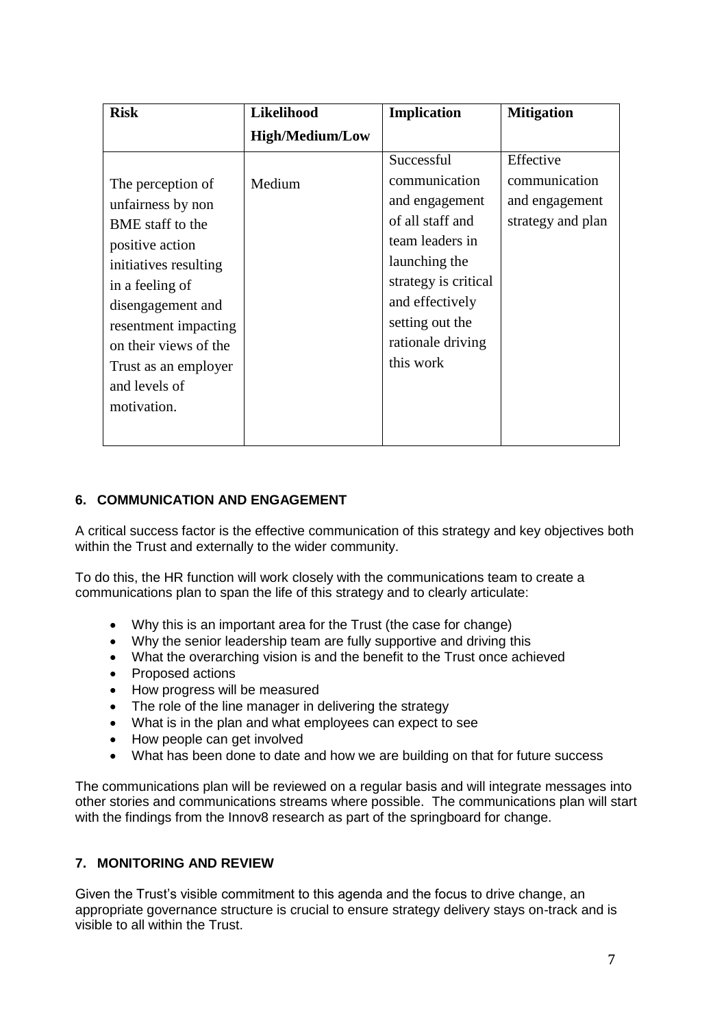| Risk | Likelihood High/Medium/Low | Implication | Mitigation |
|---|---|---|---|
| The perception of unfairness by non BME staff to the positive action initiatives resulting in a feeling of disengagement and resentment impacting on their views of the Trust as an employer and levels of motivation. | Medium | Successful communication and engagement of all staff and team leaders in launching the strategy is critical and effectively setting out the rationale driving this work | Effective communication and engagement strategy and plan |

## 6. COMMUNICATION AND ENGAGEMENT

A critical success factor is the effective communication of this strategy and key objectives both within the Trust and externally to the wider community.

To do this, the HR function will work closely with the communications team to create a communications plan to span the life of this strategy and to clearly articulate:

- Why this is an important area for the Trust (the case for change)
- Why the senior leadership team are fully supportive and driving this
- What the overarching vision is and the benefit to the Trust once achieved
- Proposed actions
- How progress will be measured
- The role of the line manager in delivering the strategy
- What is in the plan and what employees can expect to see
- How people can get involved
- What has been done to date and how we are building on that for future success

The communications plan will be reviewed on a regular basis and will integrate messages into other stories and communications streams where possible. The communications plan will start with the findings from the Innov8 research as part of the springboard for change.

## 7. MONITORING AND REVIEW

Given the Trust's visible commitment to this agenda and the focus to drive change, an appropriate governance structure is crucial to ensure strategy delivery stays on-track and is visible to all within the Trust.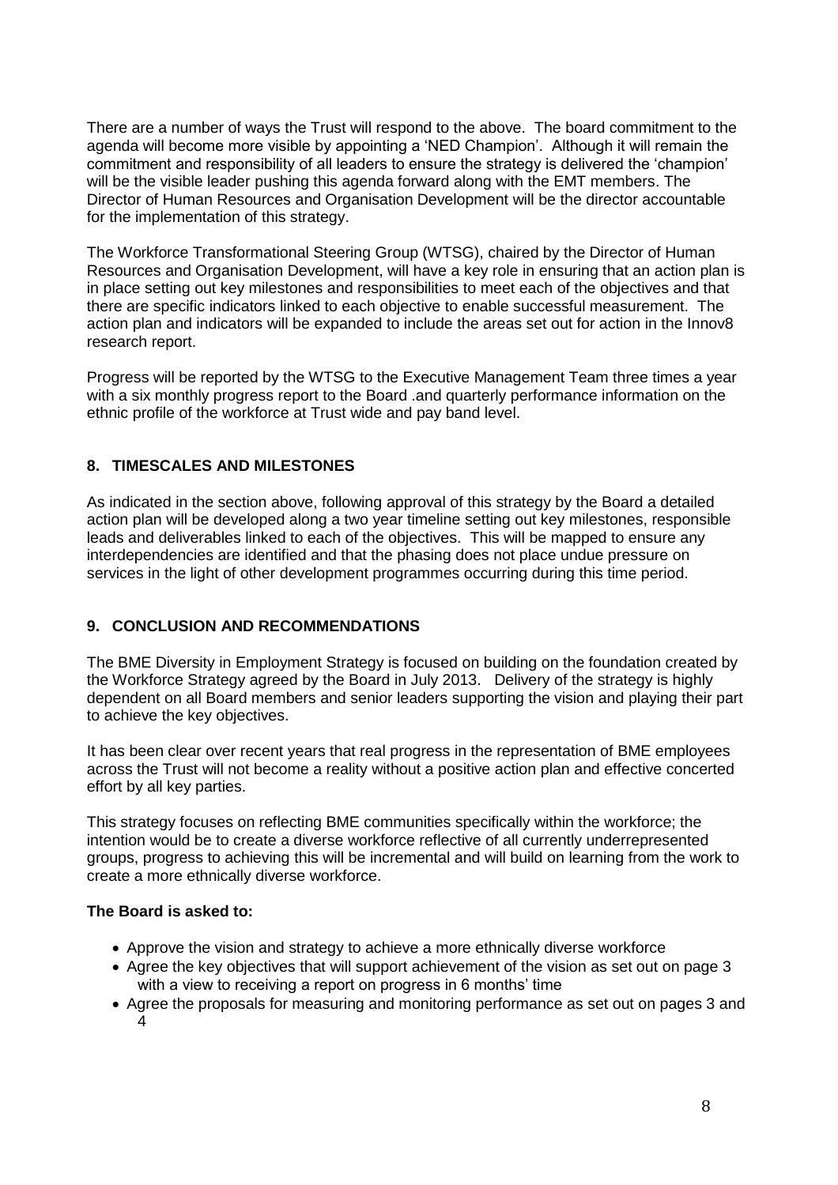There are a number of ways the Trust will respond to the above. The board commitment to the agenda will become more visible by appointing a 'NED Champion'. Although it will remain the commitment and responsibility of all leaders to ensure the strategy is delivered the 'champion' will be the visible leader pushing this agenda forward along with the EMT members. The Director of Human Resources and Organisation Development will be the director accountable for the implementation of this strategy.

The Workforce Transformational Steering Group (WTSG), chaired by the Director of Human Resources and Organisation Development, will have a key role in ensuring that an action plan is in place setting out key milestones and responsibilities to meet each of the objectives and that there are specific indicators linked to each objective to enable successful measurement. The action plan and indicators will be expanded to include the areas set out for action in the Innov8 research report.

Progress will be reported by the WTSG to the Executive Management Team three times a year with a six monthly progress report to the Board .and quarterly performance information on the ethnic profile of the workforce at Trust wide and pay band level.

## 8. TIMESCALES AND MILESTONES

As indicated in the section above, following approval of this strategy by the Board a detailed action plan will be developed along a two year timeline setting out key milestones, responsible leads and deliverables linked to each of the objectives. This will be mapped to ensure any interdependencies are identified and that the phasing does not place undue pressure on services in the light of other development programmes occurring during this time period.

## 9. CONCLUSION AND RECOMMENDATIONS

The BME Diversity in Employment Strategy is focused on building on the foundation created by the Workforce Strategy agreed by the Board in July 2013. Delivery of the strategy is highly dependent on all Board members and senior leaders supporting the vision and playing their part to achieve the key objectives.

It has been clear over recent years that real progress in the representation of BME employees across the Trust will not become a reality without a positive action plan and effective concerted effort by all key parties.

This strategy focuses on reflecting BME communities specifically within the workforce; the intention would be to create a diverse workforce reflective of all currently underrepresented groups, progress to achieving this will be incremental and will build on learning from the work to create a more ethnically diverse workforce.

**The Board is asked to:**

- Approve the vision and strategy to achieve a more ethnically diverse workforce
- Agree the key objectives that will support achievement of the vision as set out on page 3 with a view to receiving a report on progress in 6 months' time
- Agree the proposals for measuring and monitoring performance as set out on pages 3 and 4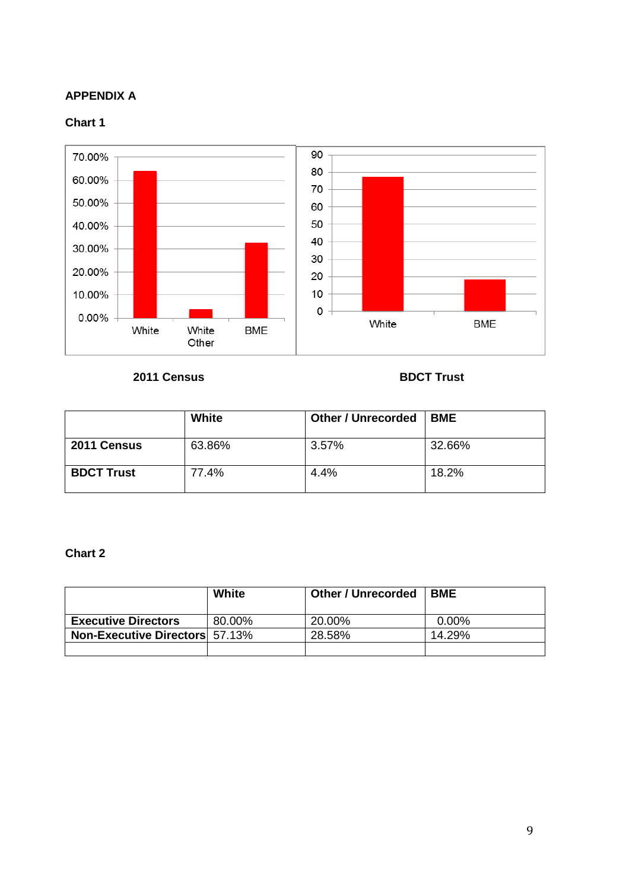**APPENDIX A**

**Chart 1**

**2011 Census** **BDCT Trust**

| | White | Other / Unrecorded | BME |
|---|---|---|---|
| **2011 Census** | 63.86% | 3.57% | 32.66% |
| **BDCT Trust** | 77.4% | 4.4% | 18.2% |

**Chart 2**

| | White | Other / Unrecorded | BME |
|---|---|---|---|
| **Executive Directors** | 80.00% | 20.00% | 0.00% |
| **Non-Executive Directors** | 57.13% | 28.58% | 14.29% |
| | | | |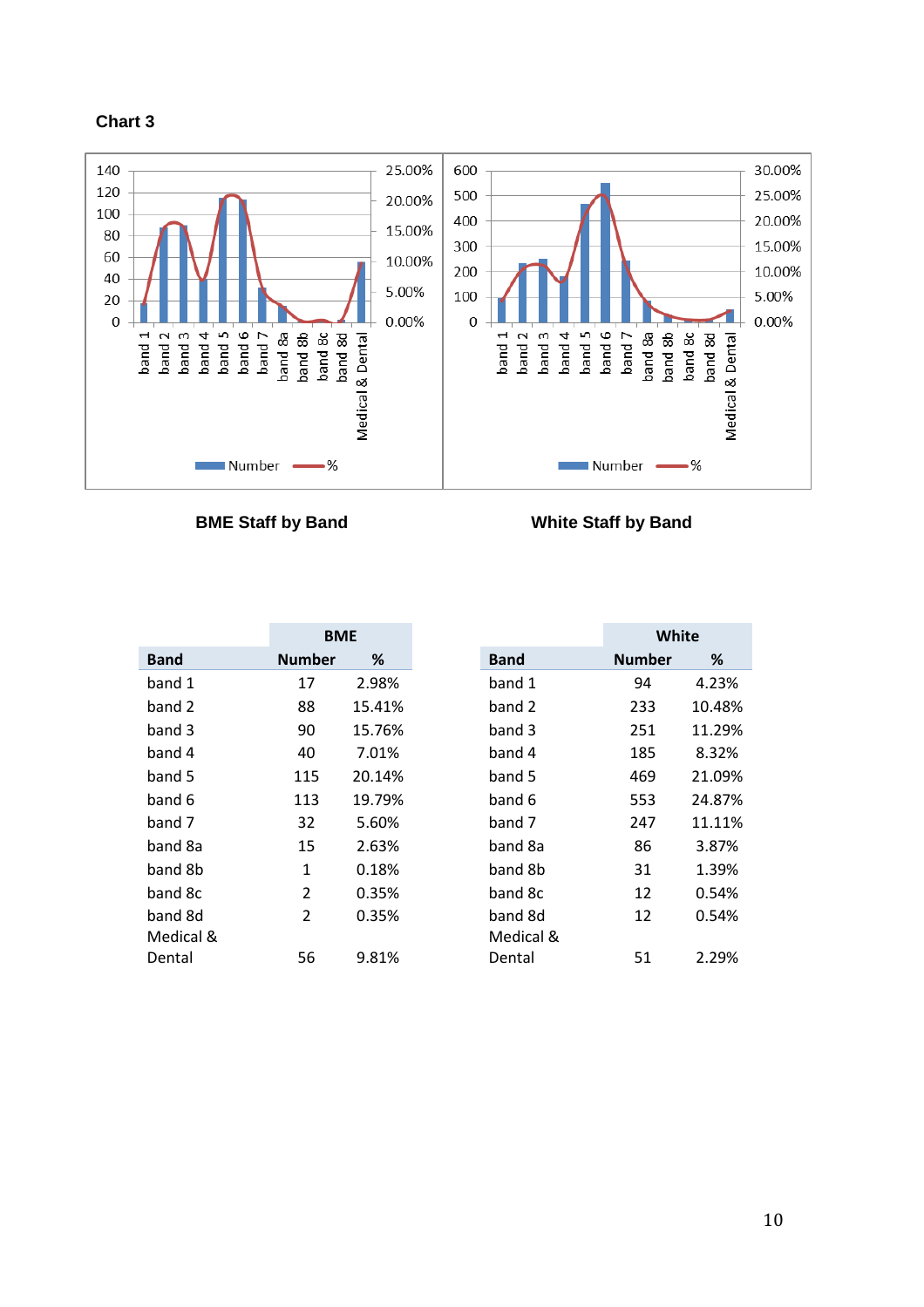**Chart 3**

**BME Staff by Band**

**White Staff by Band**

| Band | BME Number | BME % |
|---|---|---|
| band 1 | 17 | 2.98% |
| band 2 | 88 | 15.41% |
| band 3 | 90 | 15.76% |
| band 4 | 40 | 7.01% |
| band 5 | 115 | 20.14% |
| band 6 | 113 | 19.79% |
| band 7 | 32 | 5.60% |
| band 8a | 15 | 2.63% |
| band 8b | 1 | 0.18% |
| band 8c | 2 | 0.35% |
| band 8d | 2 | 0.35% |
| Medical & Dental | 56 | 9.81% |

| Band | White Number | White % |
|---|---|---|
| band 1 | 94 | 4.23% |
| band 2 | 233 | 10.48% |
| band 3 | 251 | 11.29% |
| band 4 | 185 | 8.32% |
| band 5 | 469 | 21.09% |
| band 6 | 553 | 24.87% |
| band 7 | 247 | 11.11% |
| band 8a | 86 | 3.87% |
| band 8b | 31 | 1.39% |
| band 8c | 12 | 0.54% |
| band 8d | 12 | 0.54% |
| Medical & Dental | 51 | 2.29% |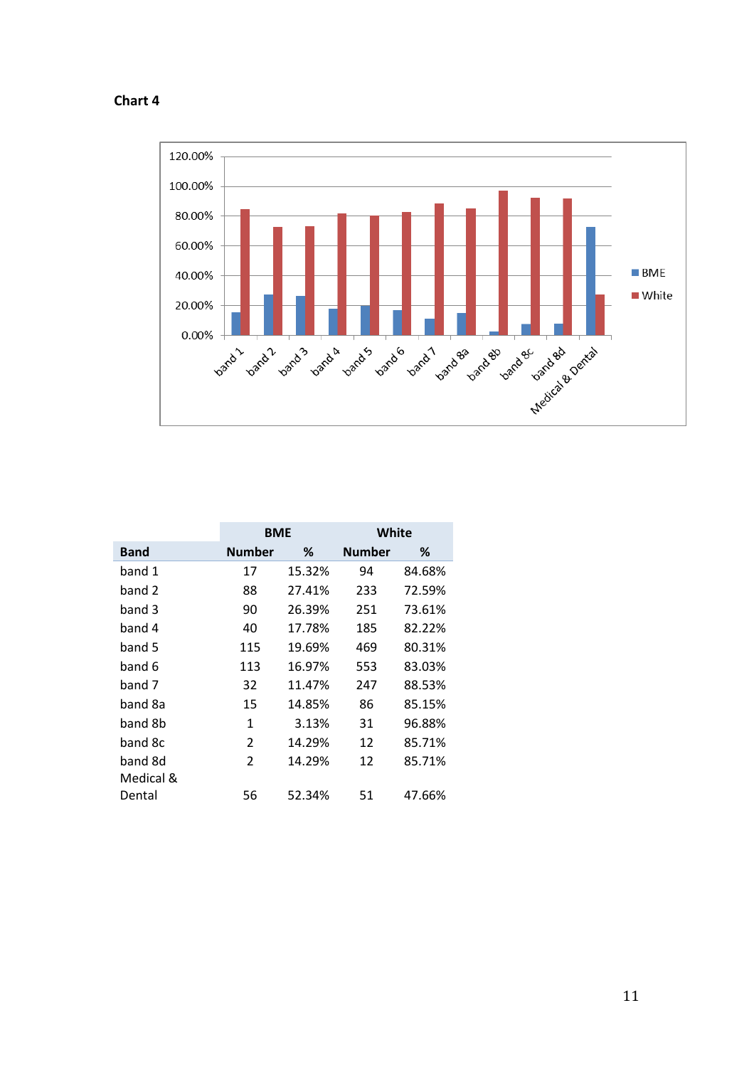**Chart 4**

| | BME | | White | |
|---|---|---|---|---|
| **Band** | **Number** | **%** | **Number** | **%** |
| band 1 | 17 | 15.32% | 94 | 84.68% |
| band 2 | 88 | 27.41% | 233 | 72.59% |
| band 3 | 90 | 26.39% | 251 | 73.61% |
| band 4 | 40 | 17.78% | 185 | 82.22% |
| band 5 | 115 | 19.69% | 469 | 80.31% |
| band 6 | 113 | 16.97% | 553 | 83.03% |
| band 7 | 32 | 11.47% | 247 | 88.53% |
| band 8a | 15 | 14.85% | 86 | 85.15% |
| band 8b | 1 | 3.13% | 31 | 96.88% |
| band 8c | 2 | 14.29% | 12 | 85.71% |
| band 8d | 2 | 14.29% | 12 | 85.71% |
| Medical & Dental | 56 | 52.34% | 51 | 47.66% |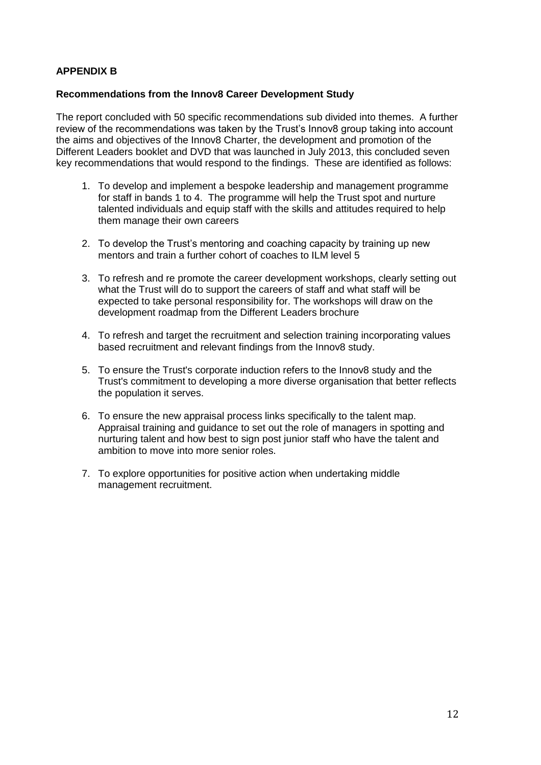**APPENDIX B**

**Recommendations from the Innov8 Career Development Study**

The report concluded with 50 specific recommendations sub divided into themes. A further review of the recommendations was taken by the Trust's Innov8 group taking into account the aims and objectives of the Innov8 Charter, the development and promotion of the Different Leaders booklet and DVD that was launched in July 2013, this concluded seven key recommendations that would respond to the findings. These are identified as follows:

1. To develop and implement a bespoke leadership and management programme for staff in bands 1 to 4. The programme will help the Trust spot and nurture talented individuals and equip staff with the skills and attitudes required to help them manage their own careers

2. To develop the Trust's mentoring and coaching capacity by training up new mentors and train a further cohort of coaches to ILM level 5

3. To refresh and re promote the career development workshops, clearly setting out what the Trust will do to support the careers of staff and what staff will be expected to take personal responsibility for. The workshops will draw on the development roadmap from the Different Leaders brochure

4. To refresh and target the recruitment and selection training incorporating values based recruitment and relevant findings from the Innov8 study.

5. To ensure the Trust's corporate induction refers to the Innov8 study and the Trust's commitment to developing a more diverse organisation that better reflects the population it serves.

6. To ensure the new appraisal process links specifically to the talent map. Appraisal training and guidance to set out the role of managers in spotting and nurturing talent and how best to sign post junior staff who have the talent and ambition to move into more senior roles.

7. To explore opportunities for positive action when undertaking middle management recruitment.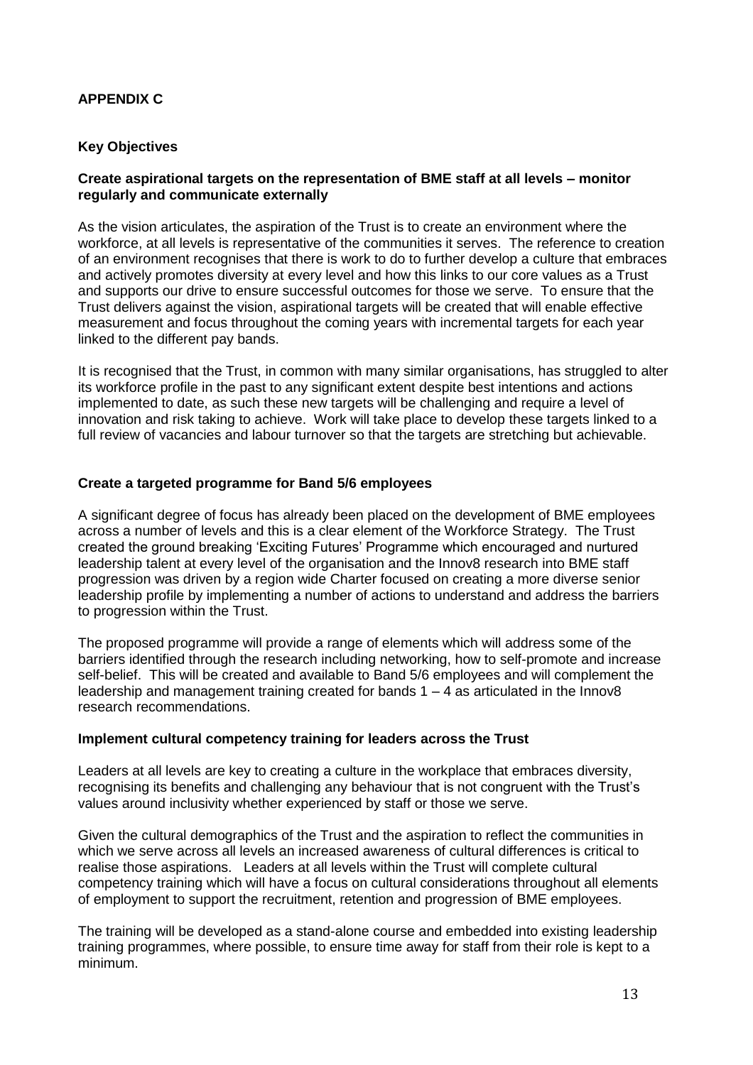## APPENDIX C

### Key Objectives

**Create aspirational targets on the representation of BME staff at all levels – monitor regularly and communicate externally**

As the vision articulates, the aspiration of the Trust is to create an environment where the workforce, at all levels is representative of the communities it serves. The reference to creation of an environment recognises that there is work to do to further develop a culture that embraces and actively promotes diversity at every level and how this links to our core values as a Trust and supports our drive to ensure successful outcomes for those we serve. To ensure that the Trust delivers against the vision, aspirational targets will be created that will enable effective measurement and focus throughout the coming years with incremental targets for each year linked to the different pay bands.

It is recognised that the Trust, in common with many similar organisations, has struggled to alter its workforce profile in the past to any significant extent despite best intentions and actions implemented to date, as such these new targets will be challenging and require a level of innovation and risk taking to achieve. Work will take place to develop these targets linked to a full review of vacancies and labour turnover so that the targets are stretching but achievable.

**Create a targeted programme for Band 5/6 employees**

A significant degree of focus has already been placed on the development of BME employees across a number of levels and this is a clear element of the Workforce Strategy. The Trust created the ground breaking 'Exciting Futures' Programme which encouraged and nurtured leadership talent at every level of the organisation and the Innov8 research into BME staff progression was driven by a region wide Charter focused on creating a more diverse senior leadership profile by implementing a number of actions to understand and address the barriers to progression within the Trust.

The proposed programme will provide a range of elements which will address some of the barriers identified through the research including networking, how to self-promote and increase self-belief. This will be created and available to Band 5/6 employees and will complement the leadership and management training created for bands 1 – 4 as articulated in the Innov8 research recommendations.

**Implement cultural competency training for leaders across the Trust**

Leaders at all levels are key to creating a culture in the workplace that embraces diversity, recognising its benefits and challenging any behaviour that is not congruent with the Trust's values around inclusivity whether experienced by staff or those we serve.

Given the cultural demographics of the Trust and the aspiration to reflect the communities in which we serve across all levels an increased awareness of cultural differences is critical to realise those aspirations. Leaders at all levels within the Trust will complete cultural competency training which will have a focus on cultural considerations throughout all elements of employment to support the recruitment, retention and progression of BME employees.

The training will be developed as a stand-alone course and embedded into existing leadership training programmes, where possible, to ensure time away for staff from their role is kept to a minimum.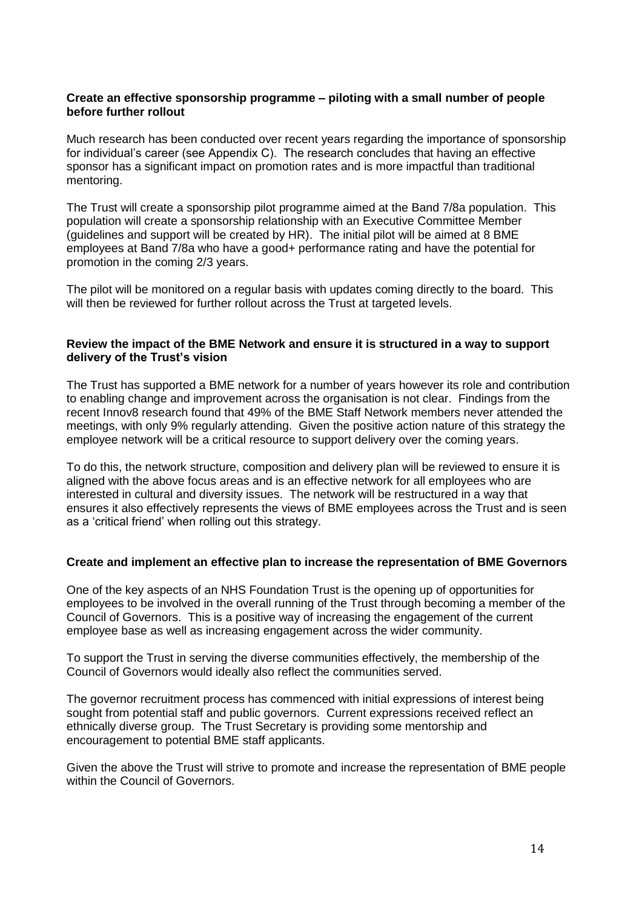**Create an effective sponsorship programme – piloting with a small number of people before further rollout**

Much research has been conducted over recent years regarding the importance of sponsorship for individual's career (see Appendix C). The research concludes that having an effective sponsor has a significant impact on promotion rates and is more impactful than traditional mentoring.

The Trust will create a sponsorship pilot programme aimed at the Band 7/8a population. This population will create a sponsorship relationship with an Executive Committee Member (guidelines and support will be created by HR). The initial pilot will be aimed at 8 BME employees at Band 7/8a who have a good+ performance rating and have the potential for promotion in the coming 2/3 years.

The pilot will be monitored on a regular basis with updates coming directly to the board. This will then be reviewed for further rollout across the Trust at targeted levels.

**Review the impact of the BME Network and ensure it is structured in a way to support delivery of the Trust's vision**

The Trust has supported a BME network for a number of years however its role and contribution to enabling change and improvement across the organisation is not clear. Findings from the recent Innov8 research found that 49% of the BME Staff Network members never attended the meetings, with only 9% regularly attending. Given the positive action nature of this strategy the employee network will be a critical resource to support delivery over the coming years.

To do this, the network structure, composition and delivery plan will be reviewed to ensure it is aligned with the above focus areas and is an effective network for all employees who are interested in cultural and diversity issues. The network will be restructured in a way that ensures it also effectively represents the views of BME employees across the Trust and is seen as a 'critical friend' when rolling out this strategy.

**Create and implement an effective plan to increase the representation of BME Governors**

One of the key aspects of an NHS Foundation Trust is the opening up of opportunities for employees to be involved in the overall running of the Trust through becoming a member of the Council of Governors. This is a positive way of increasing the engagement of the current employee base as well as increasing engagement across the wider community.

To support the Trust in serving the diverse communities effectively, the membership of the Council of Governors would ideally also reflect the communities served.

The governor recruitment process has commenced with initial expressions of interest being sought from potential staff and public governors. Current expressions received reflect an ethnically diverse group. The Trust Secretary is providing some mentorship and encouragement to potential BME staff applicants.

Given the above the Trust will strive to promote and increase the representation of BME people within the Council of Governors.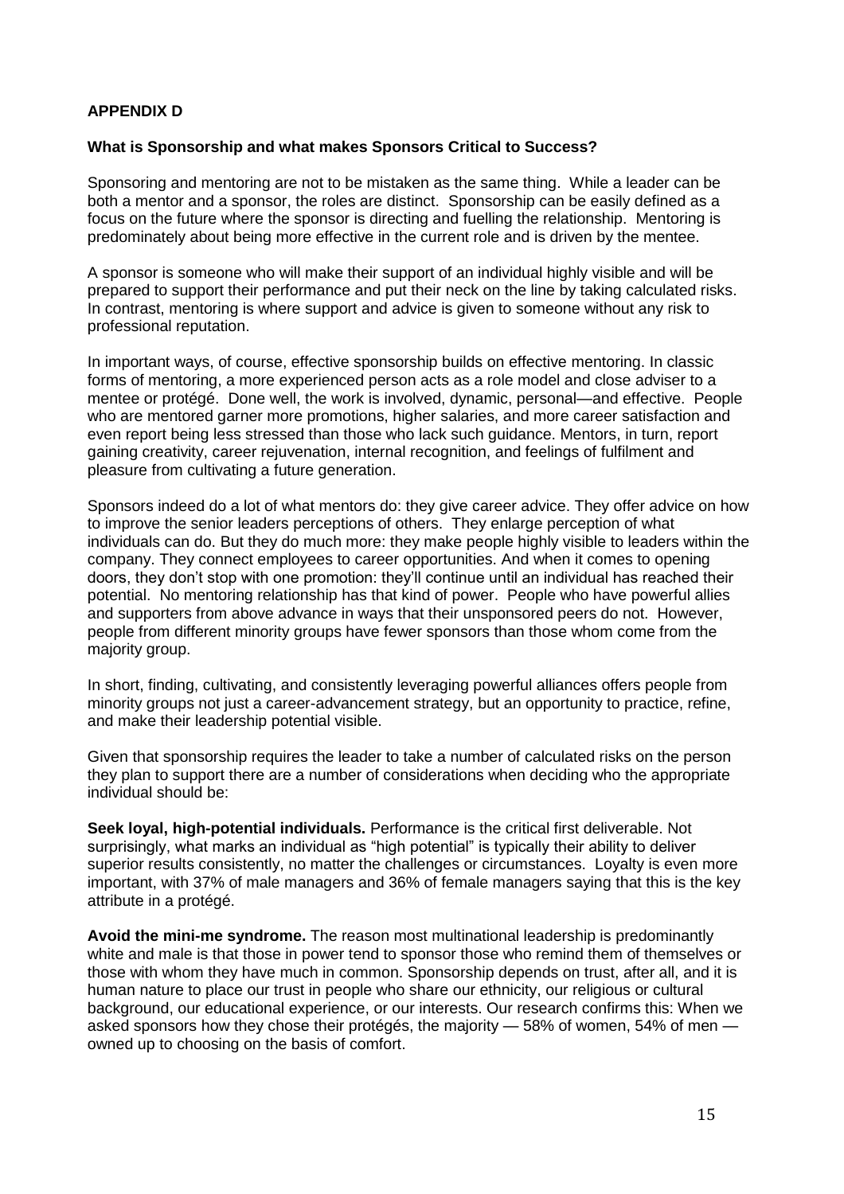## APPENDIX D

### What is Sponsorship and what makes Sponsors Critical to Success?

Sponsoring and mentoring are not to be mistaken as the same thing. While a leader can be both a mentor and a sponsor, the roles are distinct. Sponsorship can be easily defined as a focus on the future where the sponsor is directing and fuelling the relationship. Mentoring is predominately about being more effective in the current role and is driven by the mentee.

A sponsor is someone who will make their support of an individual highly visible and will be prepared to support their performance and put their neck on the line by taking calculated risks. In contrast, mentoring is where support and advice is given to someone without any risk to professional reputation.

In important ways, of course, effective sponsorship builds on effective mentoring. In classic forms of mentoring, a more experienced person acts as a role model and close adviser to a mentee or protégé. Done well, the work is involved, dynamic, personal—and effective. People who are mentored garner more promotions, higher salaries, and more career satisfaction and even report being less stressed than those who lack such guidance. Mentors, in turn, report gaining creativity, career rejuvenation, internal recognition, and feelings of fulfilment and pleasure from cultivating a future generation.

Sponsors indeed do a lot of what mentors do: they give career advice. They offer advice on how to improve the senior leaders perceptions of others. They enlarge perception of what individuals can do. But they do much more: they make people highly visible to leaders within the company. They connect employees to career opportunities. And when it comes to opening doors, they don't stop with one promotion: they'll continue until an individual has reached their potential. No mentoring relationship has that kind of power. People who have powerful allies and supporters from above advance in ways that their unsponsored peers do not. However, people from different minority groups have fewer sponsors than those whom come from the majority group.

In short, finding, cultivating, and consistently leveraging powerful alliances offers people from minority groups not just a career-advancement strategy, but an opportunity to practice, refine, and make their leadership potential visible.

Given that sponsorship requires the leader to take a number of calculated risks on the person they plan to support there are a number of considerations when deciding who the appropriate individual should be:

**Seek loyal, high-potential individuals.** Performance is the critical first deliverable. Not surprisingly, what marks an individual as "high potential" is typically their ability to deliver superior results consistently, no matter the challenges or circumstances. Loyalty is even more important, with 37% of male managers and 36% of female managers saying that this is the key attribute in a protégé.

**Avoid the mini-me syndrome.** The reason most multinational leadership is predominantly white and male is that those in power tend to sponsor those who remind them of themselves or those with whom they have much in common. Sponsorship depends on trust, after all, and it is human nature to place our trust in people who share our ethnicity, our religious or cultural background, our educational experience, or our interests. Our research confirms this: When we asked sponsors how they chose their protégés, the majority — 58% of women, 54% of men — owned up to choosing on the basis of comfort.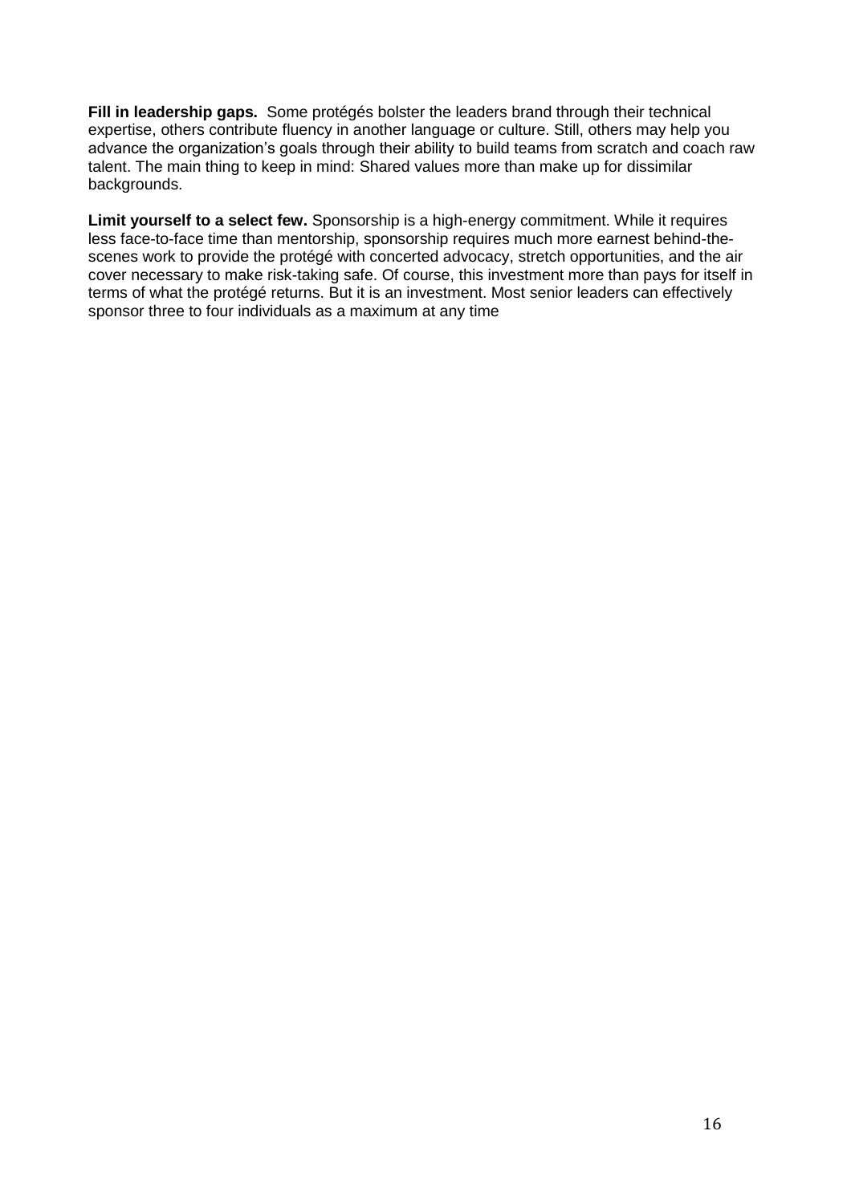**Fill in leadership gaps.** Some protégés bolster the leaders brand through their technical expertise, others contribute fluency in another language or culture. Still, others may help you advance the organization's goals through their ability to build teams from scratch and coach raw talent. The main thing to keep in mind: Shared values more than make up for dissimilar backgrounds.

**Limit yourself to a select few.** Sponsorship is a high-energy commitment. While it requires less face-to-face time than mentorship, sponsorship requires much more earnest behind-the-scenes work to provide the protégé with concerted advocacy, stretch opportunities, and the air cover necessary to make risk-taking safe. Of course, this investment more than pays for itself in terms of what the protégé returns. But it is an investment. Most senior leaders can effectively sponsor three to four individuals as a maximum at any time